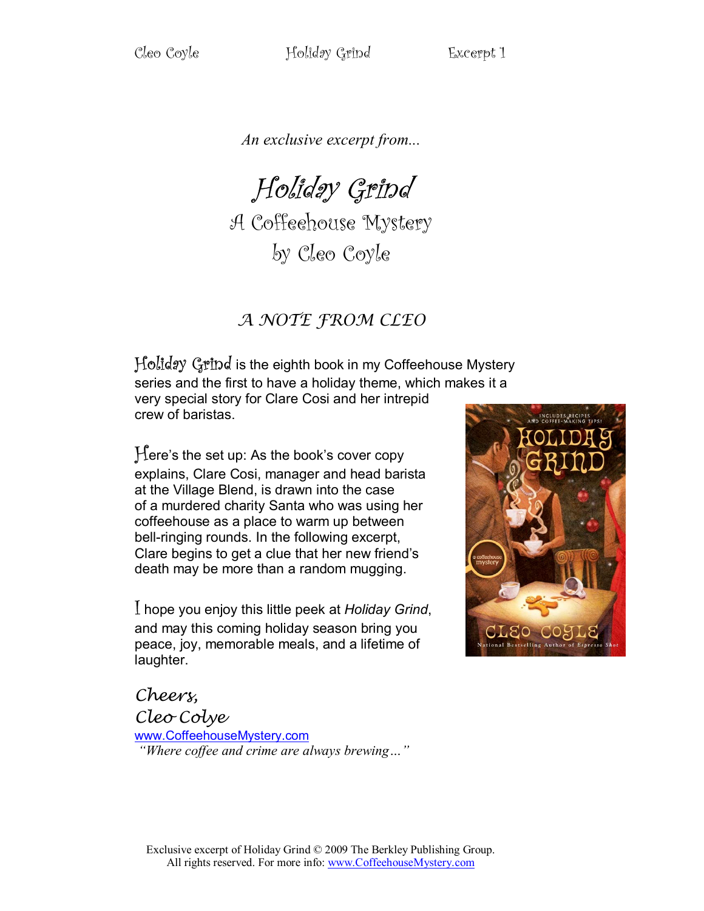*An exclusive excerpt from...*

# *Holiday Grind*

## A Coffeehouse Mystery
## by Cleo Coyle

### *A NOTE FROM CLEO*

Holiday Grind is the eighth book in my Coffeehouse Mystery series and the first to have a holiday theme, which makes it a very special story for Clare Cosi and her intrepid crew of baristas.

Here's the set up: As the book's cover copy explains, Clare Cosi, manager and head barista at the Village Blend, is drawn into the case of a murdered charity Santa who was using her coffeehouse as a place to warm up between bell-ringing rounds. In the following excerpt, Clare begins to get a clue that her new friend's death may be more than a random mugging.

I hope you enjoy this little peek at *Holiday Grind*, and may this coming holiday season bring you peace, joy, memorable meals, and a lifetime of laughter.

*Cheers,*
*Cleo Colye*
www.CoffeehouseMystery.com
*"Where coffee and crime are always brewing…"*

Exclusive excerpt of Holiday Grind © 2009 The Berkley Publishing Group. All rights reserved. For more info: www.CoffeehouseMystery.com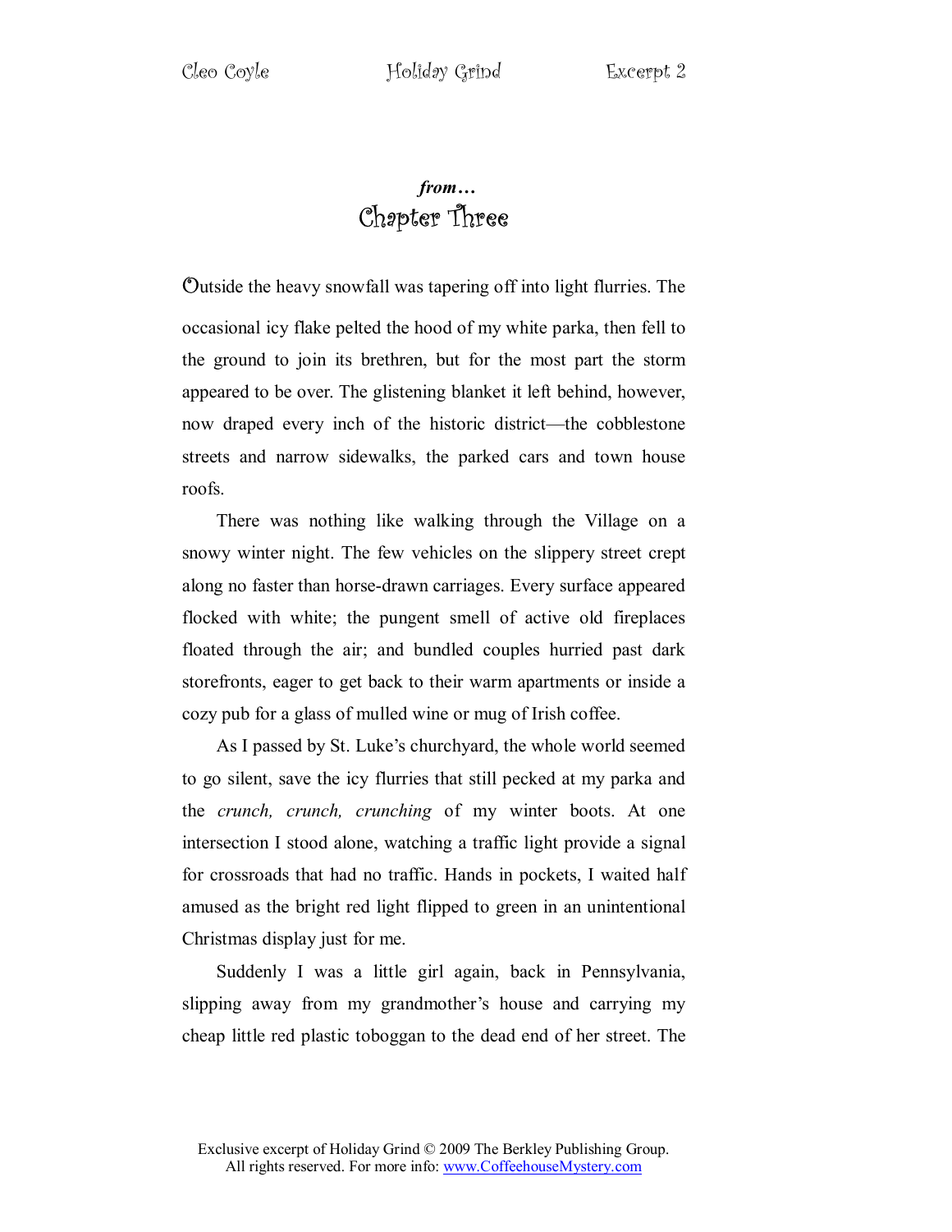*from…*

## Chapter Three

Outside the heavy snowfall was tapering off into light flurries. The occasional icy flake pelted the hood of my white parka, then fell to the ground to join its brethren, but for the most part the storm appeared to be over. The glistening blanket it left behind, however, now draped every inch of the historic district—the cobblestone streets and narrow sidewalks, the parked cars and town house roofs.

There was nothing like walking through the Village on a snowy winter night. The few vehicles on the slippery street crept along no faster than horse-drawn carriages. Every surface appeared flocked with white; the pungent smell of active old fireplaces floated through the air; and bundled couples hurried past dark storefronts, eager to get back to their warm apartments or inside a cozy pub for a glass of mulled wine or mug of Irish coffee.

As I passed by St. Luke's churchyard, the whole world seemed to go silent, save the icy flurries that still pecked at my parka and the *crunch, crunch, crunching* of my winter boots. At one intersection I stood alone, watching a traffic light provide a signal for crossroads that had no traffic. Hands in pockets, I waited half amused as the bright red light flipped to green in an unintentional Christmas display just for me.

Suddenly I was a little girl again, back in Pennsylvania, slipping away from my grandmother's house and carrying my cheap little red plastic toboggan to the dead end of her street. The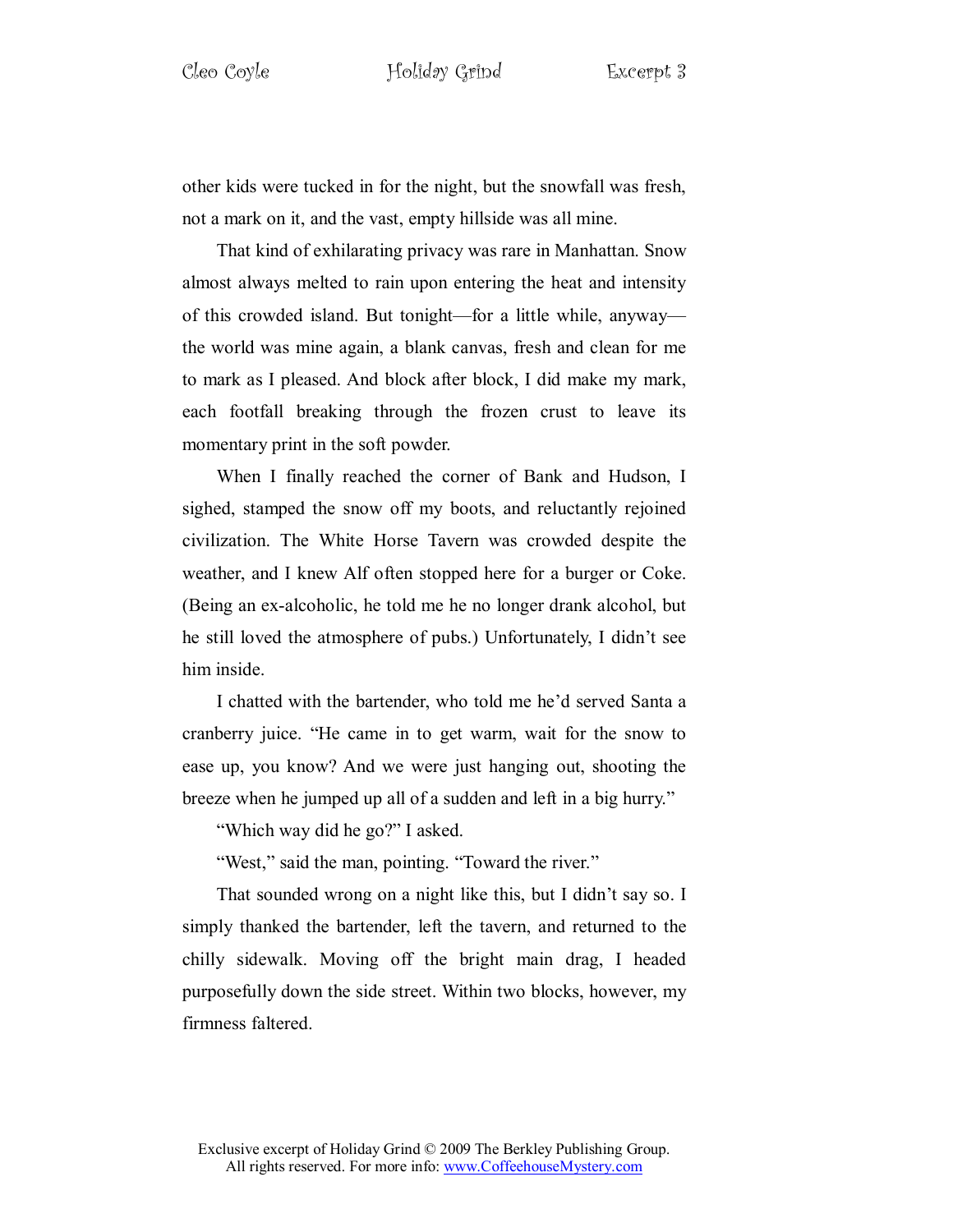other kids were tucked in for the night, but the snowfall was fresh, not a mark on it, and the vast, empty hillside was all mine.

That kind of exhilarating privacy was rare in Manhattan. Snow almost always melted to rain upon entering the heat and intensity of this crowded island. But tonight—for a little while, anyway—the world was mine again, a blank canvas, fresh and clean for me to mark as I pleased. And block after block, I did make my mark, each footfall breaking through the frozen crust to leave its momentary print in the soft powder.

When I finally reached the corner of Bank and Hudson, I sighed, stamped the snow off my boots, and reluctantly rejoined civilization. The White Horse Tavern was crowded despite the weather, and I knew Alf often stopped here for a burger or Coke. (Being an ex-alcoholic, he told me he no longer drank alcohol, but he still loved the atmosphere of pubs.) Unfortunately, I didn't see him inside.

I chatted with the bartender, who told me he'd served Santa a cranberry juice. "He came in to get warm, wait for the snow to ease up, you know? And we were just hanging out, shooting the breeze when he jumped up all of a sudden and left in a big hurry."

"Which way did he go?" I asked.

"West," said the man, pointing. "Toward the river."

That sounded wrong on a night like this, but I didn't say so. I simply thanked the bartender, left the tavern, and returned to the chilly sidewalk. Moving off the bright main drag, I headed purposefully down the side street. Within two blocks, however, my firmness faltered.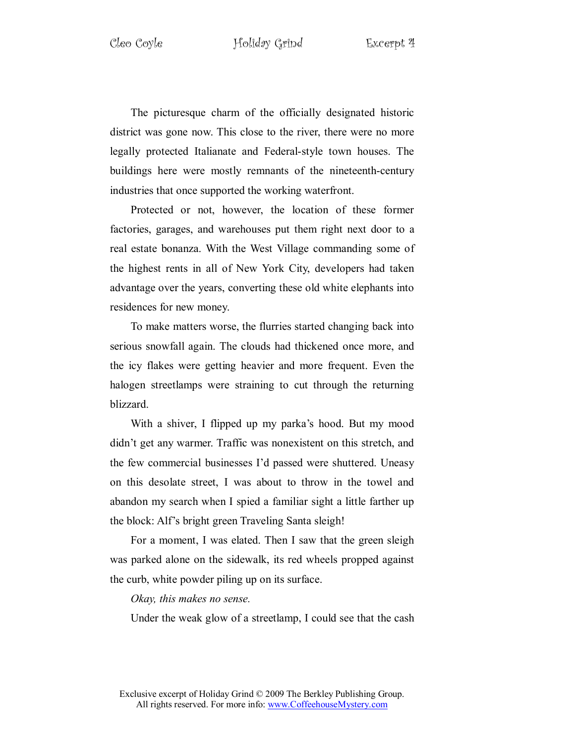The picturesque charm of the officially designated historic district was gone now. This close to the river, there were no more legally protected Italianate and Federal-style town houses. The buildings here were mostly remnants of the nineteenth-century industries that once supported the working waterfront.

Protected or not, however, the location of these former factories, garages, and warehouses put them right next door to a real estate bonanza. With the West Village commanding some of the highest rents in all of New York City, developers had taken advantage over the years, converting these old white elephants into residences for new money.

To make matters worse, the flurries started changing back into serious snowfall again. The clouds had thickened once more, and the icy flakes were getting heavier and more frequent. Even the halogen streetlamps were straining to cut through the returning blizzard.

With a shiver, I flipped up my parka's hood. But my mood didn't get any warmer. Traffic was nonexistent on this stretch, and the few commercial businesses I'd passed were shuttered. Uneasy on this desolate street, I was about to throw in the towel and abandon my search when I spied a familiar sight a little farther up the block: Alf's bright green Traveling Santa sleigh!

For a moment, I was elated. Then I saw that the green sleigh was parked alone on the sidewalk, its red wheels propped against the curb, white powder piling up on its surface.

*Okay, this makes no sense.*

Under the weak glow of a streetlamp, I could see that the cash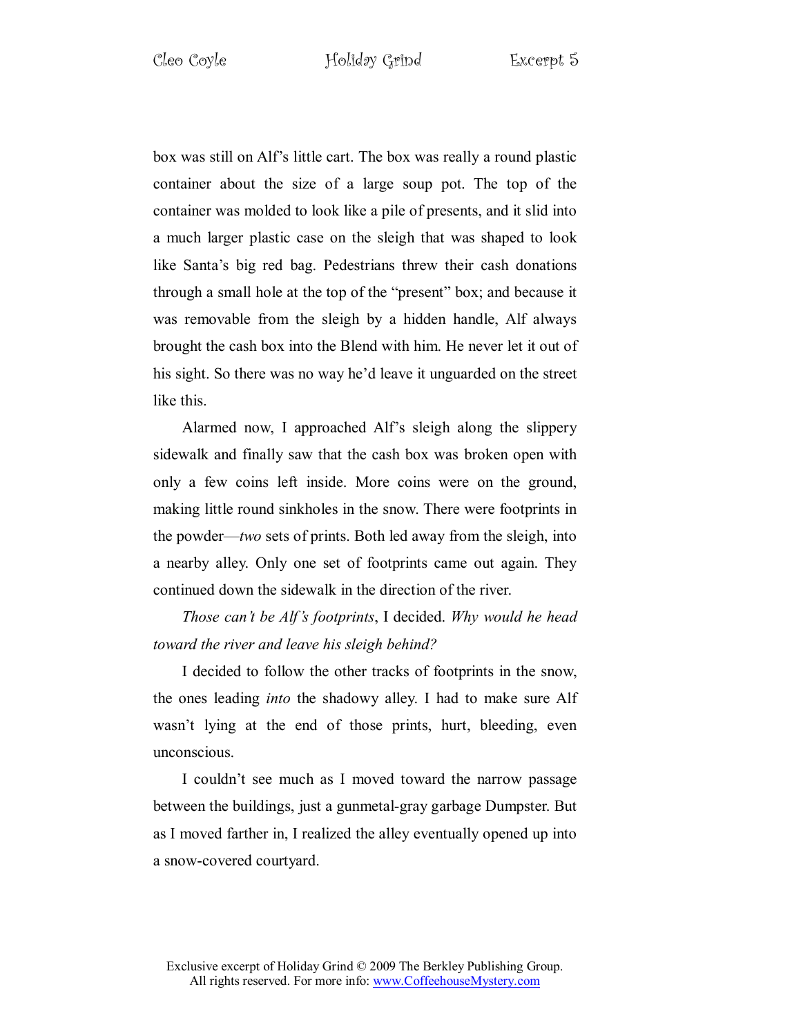box was still on Alf's little cart. The box was really a round plastic container about the size of a large soup pot. The top of the container was molded to look like a pile of presents, and it slid into a much larger plastic case on the sleigh that was shaped to look like Santa's big red bag. Pedestrians threw their cash donations through a small hole at the top of the "present" box; and because it was removable from the sleigh by a hidden handle, Alf always brought the cash box into the Blend with him. He never let it out of his sight. So there was no way he'd leave it unguarded on the street like this.

Alarmed now, I approached Alf's sleigh along the slippery sidewalk and finally saw that the cash box was broken open with only a few coins left inside. More coins were on the ground, making little round sinkholes in the snow. There were footprints in the powder—*two* sets of prints. Both led away from the sleigh, into a nearby alley. Only one set of footprints came out again. They continued down the sidewalk in the direction of the river.

*Those can't be Alf's footprints*, I decided. *Why would he head toward the river and leave his sleigh behind?*

I decided to follow the other tracks of footprints in the snow, the ones leading *into* the shadowy alley. I had to make sure Alf wasn't lying at the end of those prints, hurt, bleeding, even unconscious.

I couldn't see much as I moved toward the narrow passage between the buildings, just a gunmetal-gray garbage Dumpster. But as I moved farther in, I realized the alley eventually opened up into a snow-covered courtyard.

Exclusive excerpt of Holiday Grind © 2009 The Berkley Publishing Group.
All rights reserved. For more info: www.CoffeehouseMystery.com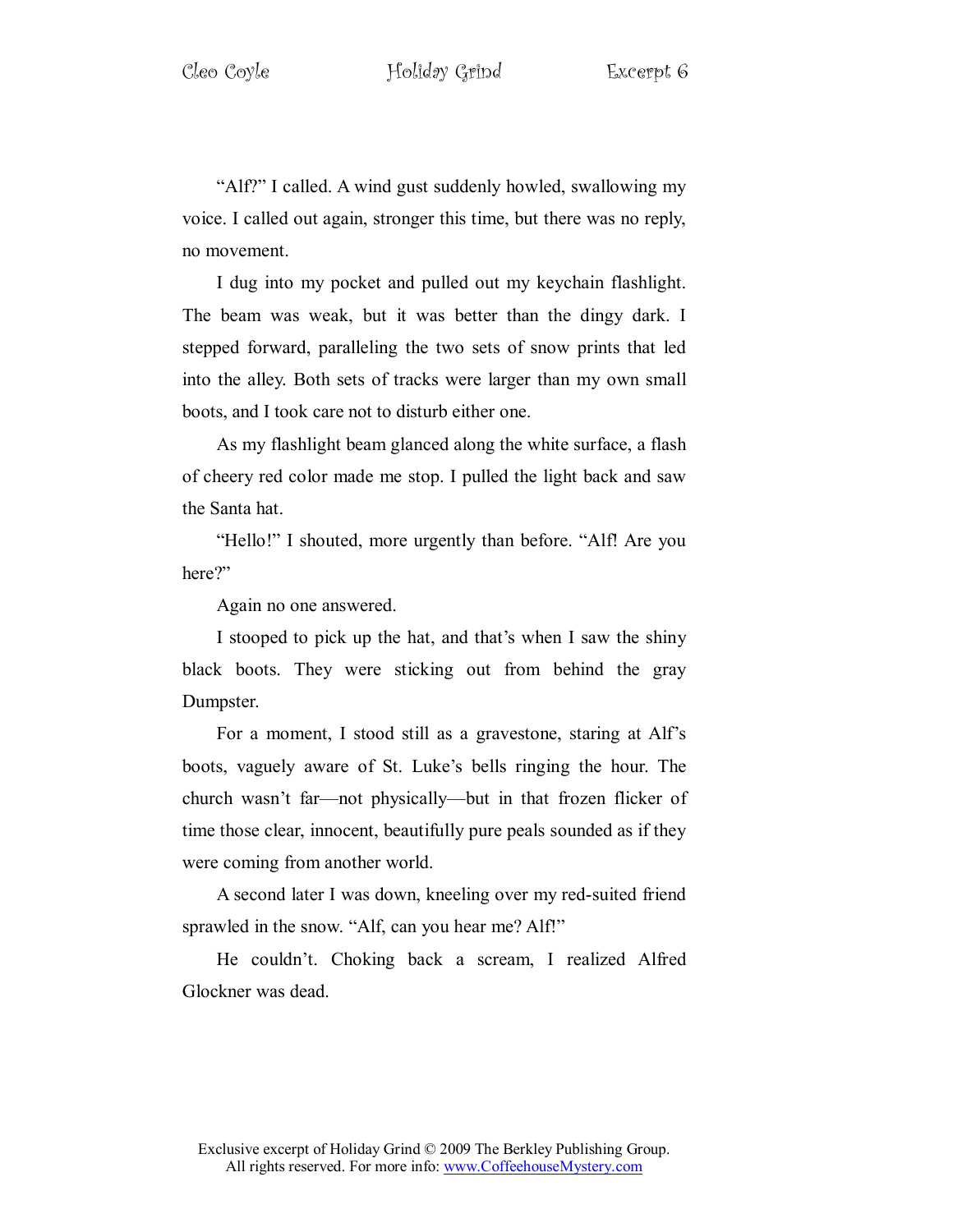"Alf?" I called. A wind gust suddenly howled, swallowing my voice. I called out again, stronger this time, but there was no reply, no movement.

I dug into my pocket and pulled out my keychain flashlight. The beam was weak, but it was better than the dingy dark. I stepped forward, paralleling the two sets of snow prints that led into the alley. Both sets of tracks were larger than my own small boots, and I took care not to disturb either one.

As my flashlight beam glanced along the white surface, a flash of cheery red color made me stop. I pulled the light back and saw the Santa hat.

"Hello!" I shouted, more urgently than before. "Alf! Are you here?"

Again no one answered.

I stooped to pick up the hat, and that's when I saw the shiny black boots. They were sticking out from behind the gray Dumpster.

For a moment, I stood still as a gravestone, staring at Alf's boots, vaguely aware of St. Luke's bells ringing the hour. The church wasn't far—not physically—but in that frozen flicker of time those clear, innocent, beautifully pure peals sounded as if they were coming from another world.

A second later I was down, kneeling over my red-suited friend sprawled in the snow. "Alf, can you hear me? Alf!"

He couldn't. Choking back a scream, I realized Alfred Glockner was dead.

Exclusive excerpt of Holiday Grind © 2009 The Berkley Publishing Group. All rights reserved. For more info: www.CoffeehouseMystery.com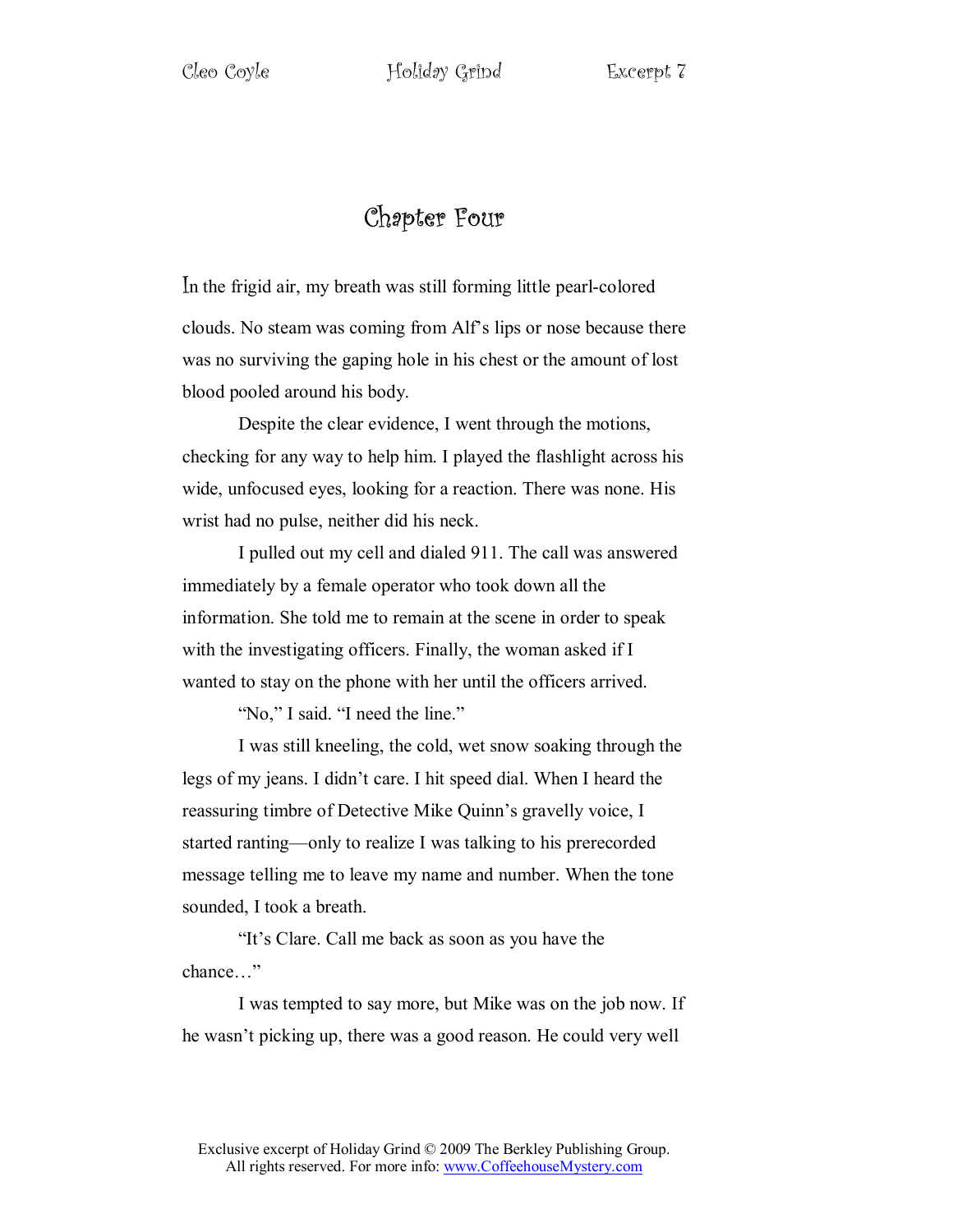# Chapter Four

In the frigid air, my breath was still forming little pearl-colored clouds. No steam was coming from Alf's lips or nose because there was no surviving the gaping hole in his chest or the amount of lost blood pooled around his body.

Despite the clear evidence, I went through the motions, checking for any way to help him. I played the flashlight across his wide, unfocused eyes, looking for a reaction. There was none. His wrist had no pulse, neither did his neck.

I pulled out my cell and dialed 911. The call was answered immediately by a female operator who took down all the information. She told me to remain at the scene in order to speak with the investigating officers. Finally, the woman asked if I wanted to stay on the phone with her until the officers arrived.

"No," I said. "I need the line."

I was still kneeling, the cold, wet snow soaking through the legs of my jeans. I didn't care. I hit speed dial. When I heard the reassuring timbre of Detective Mike Quinn's gravelly voice, I started ranting—only to realize I was talking to his prerecorded message telling me to leave my name and number. When the tone sounded, I took a breath.

"It's Clare. Call me back as soon as you have the chance…"

I was tempted to say more, but Mike was on the job now. If he wasn't picking up, there was a good reason. He could very well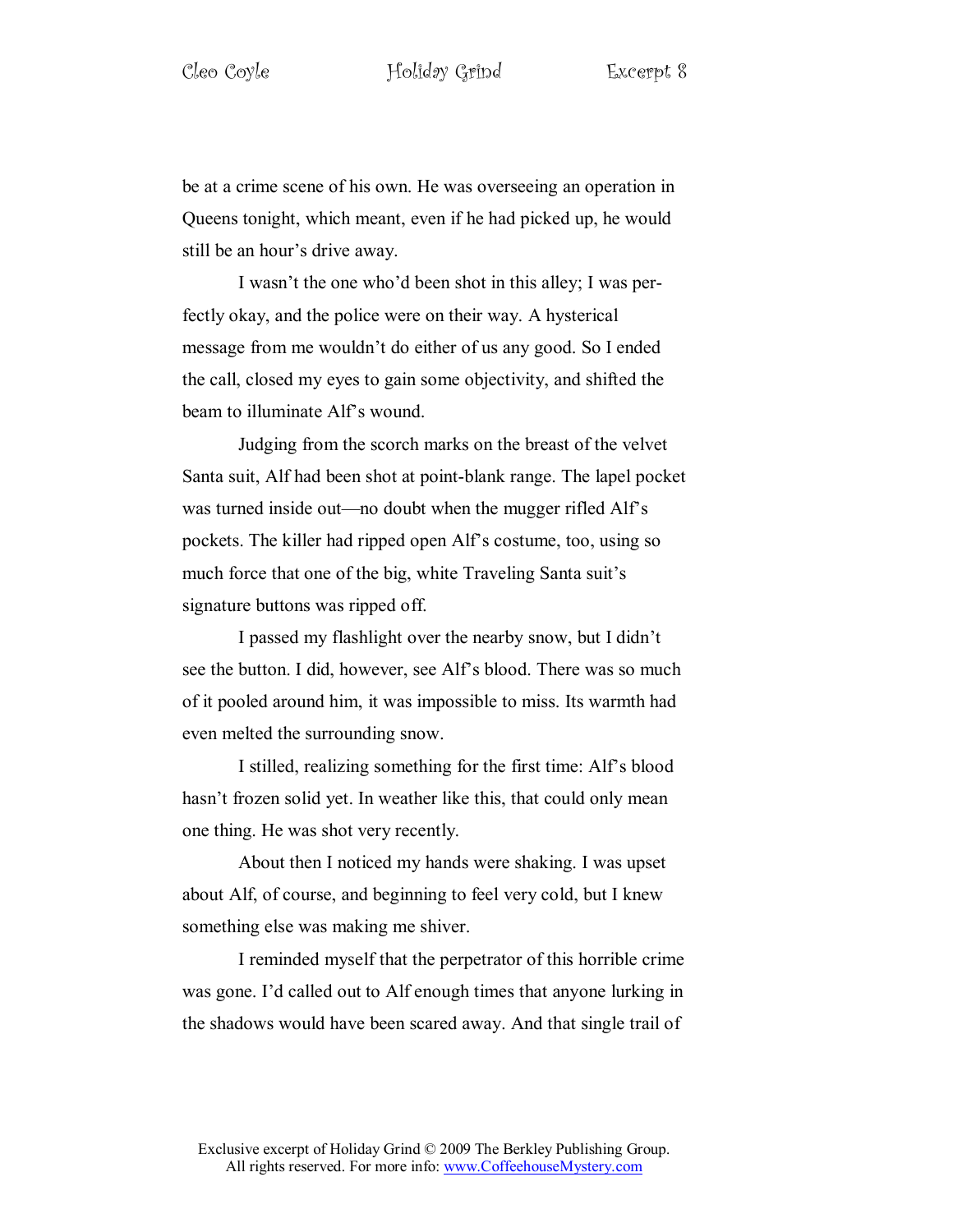be at a crime scene of his own. He was overseeing an operation in Queens tonight, which meant, even if he had picked up, he would still be an hour's drive away.

I wasn't the one who'd been shot in this alley; I was perfectly okay, and the police were on their way. A hysterical message from me wouldn't do either of us any good. So I ended the call, closed my eyes to gain some objectivity, and shifted the beam to illuminate Alf's wound.

Judging from the scorch marks on the breast of the velvet Santa suit, Alf had been shot at point-blank range. The lapel pocket was turned inside out—no doubt when the mugger rifled Alf's pockets. The killer had ripped open Alf's costume, too, using so much force that one of the big, white Traveling Santa suit's signature buttons was ripped off.

I passed my flashlight over the nearby snow, but I didn't see the button. I did, however, see Alf's blood. There was so much of it pooled around him, it was impossible to miss. Its warmth had even melted the surrounding snow.

I stilled, realizing something for the first time: Alf's blood hasn't frozen solid yet. In weather like this, that could only mean one thing. He was shot very recently.

About then I noticed my hands were shaking. I was upset about Alf, of course, and beginning to feel very cold, but I knew something else was making me shiver.

I reminded myself that the perpetrator of this horrible crime was gone. I'd called out to Alf enough times that anyone lurking in the shadows would have been scared away. And that single trail of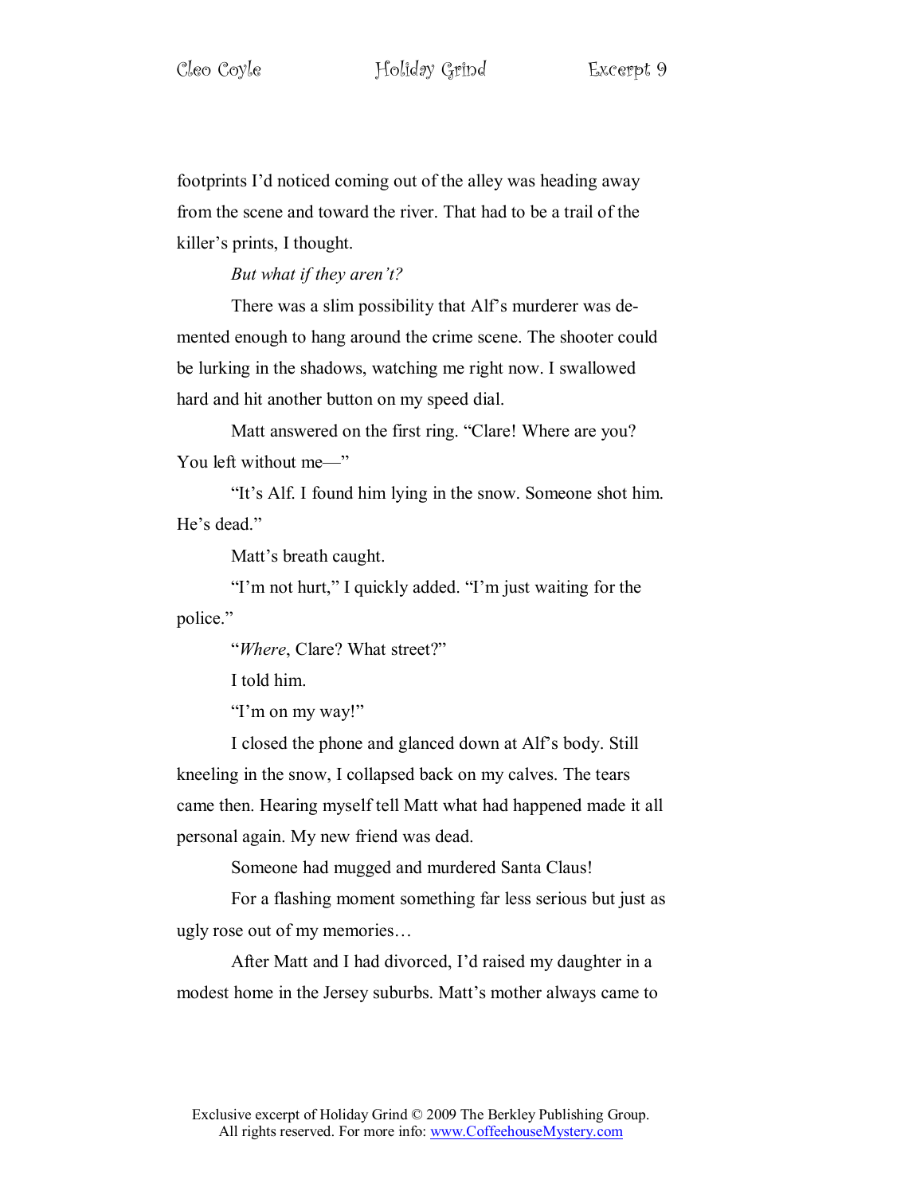footprints I'd noticed coming out of the alley was heading away from the scene and toward the river. That had to be a trail of the killer's prints, I thought.

*But what if they aren't?*

There was a slim possibility that Alf's murderer was demented enough to hang around the crime scene. The shooter could be lurking in the shadows, watching me right now. I swallowed hard and hit another button on my speed dial.

Matt answered on the first ring. "Clare! Where are you? You left without me—"

"It's Alf. I found him lying in the snow. Someone shot him. He's dead."

Matt's breath caught.

"I'm not hurt," I quickly added. "I'm just waiting for the police."

"*Where*, Clare? What street?"

I told him.

"I'm on my way!"

I closed the phone and glanced down at Alf's body. Still kneeling in the snow, I collapsed back on my calves. The tears came then. Hearing myself tell Matt what had happened made it all personal again. My new friend was dead.

Someone had mugged and murdered Santa Claus!

For a flashing moment something far less serious but just as ugly rose out of my memories…

After Matt and I had divorced, I'd raised my daughter in a modest home in the Jersey suburbs. Matt's mother always came to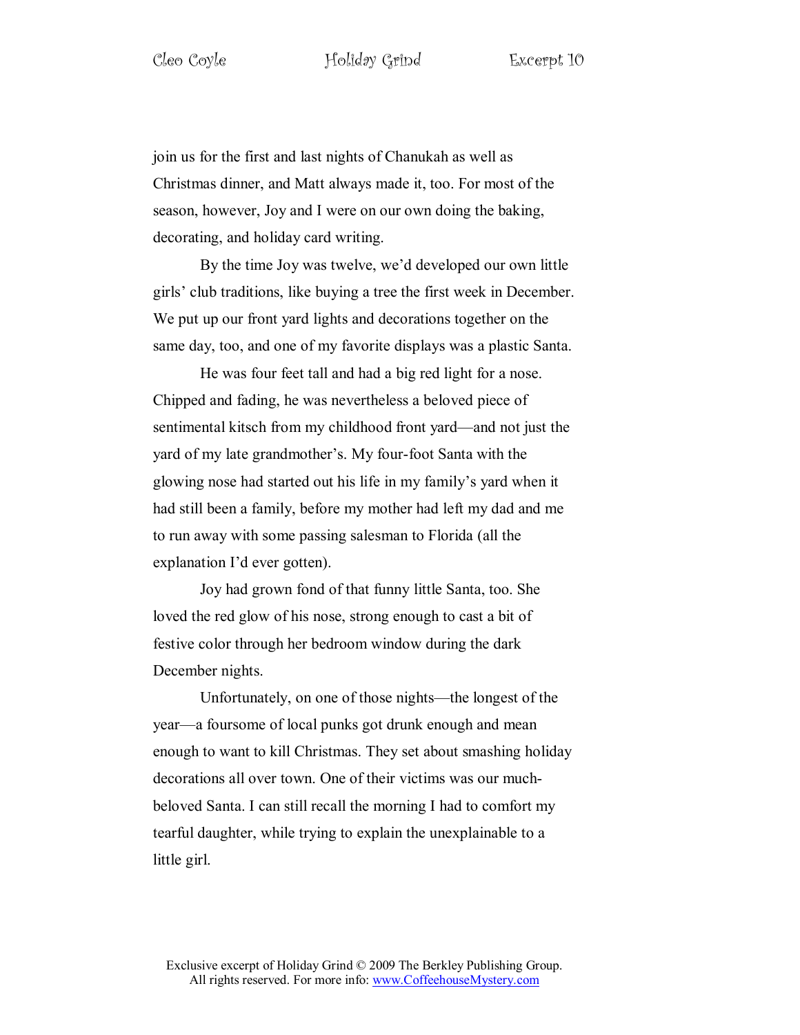join us for the first and last nights of Chanukah as well as Christmas dinner, and Matt always made it, too. For most of the season, however, Joy and I were on our own doing the baking, decorating, and holiday card writing.

By the time Joy was twelve, we'd developed our own little girls' club traditions, like buying a tree the first week in December. We put up our front yard lights and decorations together on the same day, too, and one of my favorite displays was a plastic Santa.

He was four feet tall and had a big red light for a nose. Chipped and fading, he was nevertheless a beloved piece of sentimental kitsch from my childhood front yard—and not just the yard of my late grandmother's. My four-foot Santa with the glowing nose had started out his life in my family's yard when it had still been a family, before my mother had left my dad and me to run away with some passing salesman to Florida (all the explanation I'd ever gotten).

Joy had grown fond of that funny little Santa, too. She loved the red glow of his nose, strong enough to cast a bit of festive color through her bedroom window during the dark December nights.

Unfortunately, on one of those nights—the longest of the year—a foursome of local punks got drunk enough and mean enough to want to kill Christmas. They set about smashing holiday decorations all over town. One of their victims was our much-beloved Santa. I can still recall the morning I had to comfort my tearful daughter, while trying to explain the unexplainable to a little girl.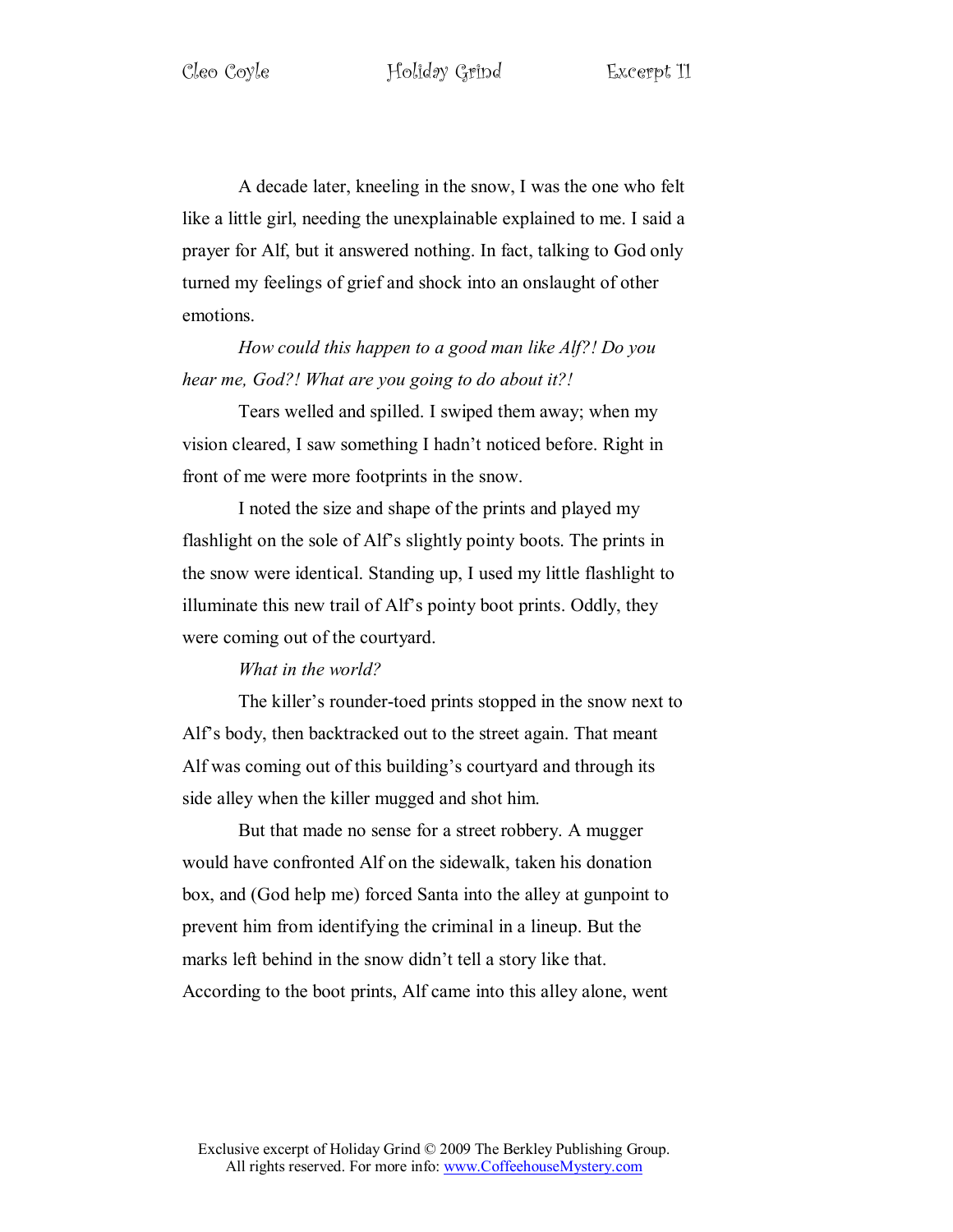A decade later, kneeling in the snow, I was the one who felt like a little girl, needing the unexplainable explained to me. I said a prayer for Alf, but it answered nothing. In fact, talking to God only turned my feelings of grief and shock into an onslaught of other emotions.

*How could this happen to a good man like Alf?! Do you hear me, God?! What are you going to do about it?!*

Tears welled and spilled. I swiped them away; when my vision cleared, I saw something I hadn't noticed before. Right in front of me were more footprints in the snow.

I noted the size and shape of the prints and played my flashlight on the sole of Alf's slightly pointy boots. The prints in the snow were identical. Standing up, I used my little flashlight to illuminate this new trail of Alf's pointy boot prints. Oddly, they were coming out of the courtyard.

*What in the world?*

The killer's rounder-toed prints stopped in the snow next to Alf's body, then backtracked out to the street again. That meant Alf was coming out of this building's courtyard and through its side alley when the killer mugged and shot him.

But that made no sense for a street robbery. A mugger would have confronted Alf on the sidewalk, taken his donation box, and (God help me) forced Santa into the alley at gunpoint to prevent him from identifying the criminal in a lineup. But the marks left behind in the snow didn't tell a story like that. According to the boot prints, Alf came into this alley alone, went

Exclusive excerpt of Holiday Grind © 2009 The Berkley Publishing Group.
All rights reserved. For more info: www.CoffeehouseMystery.com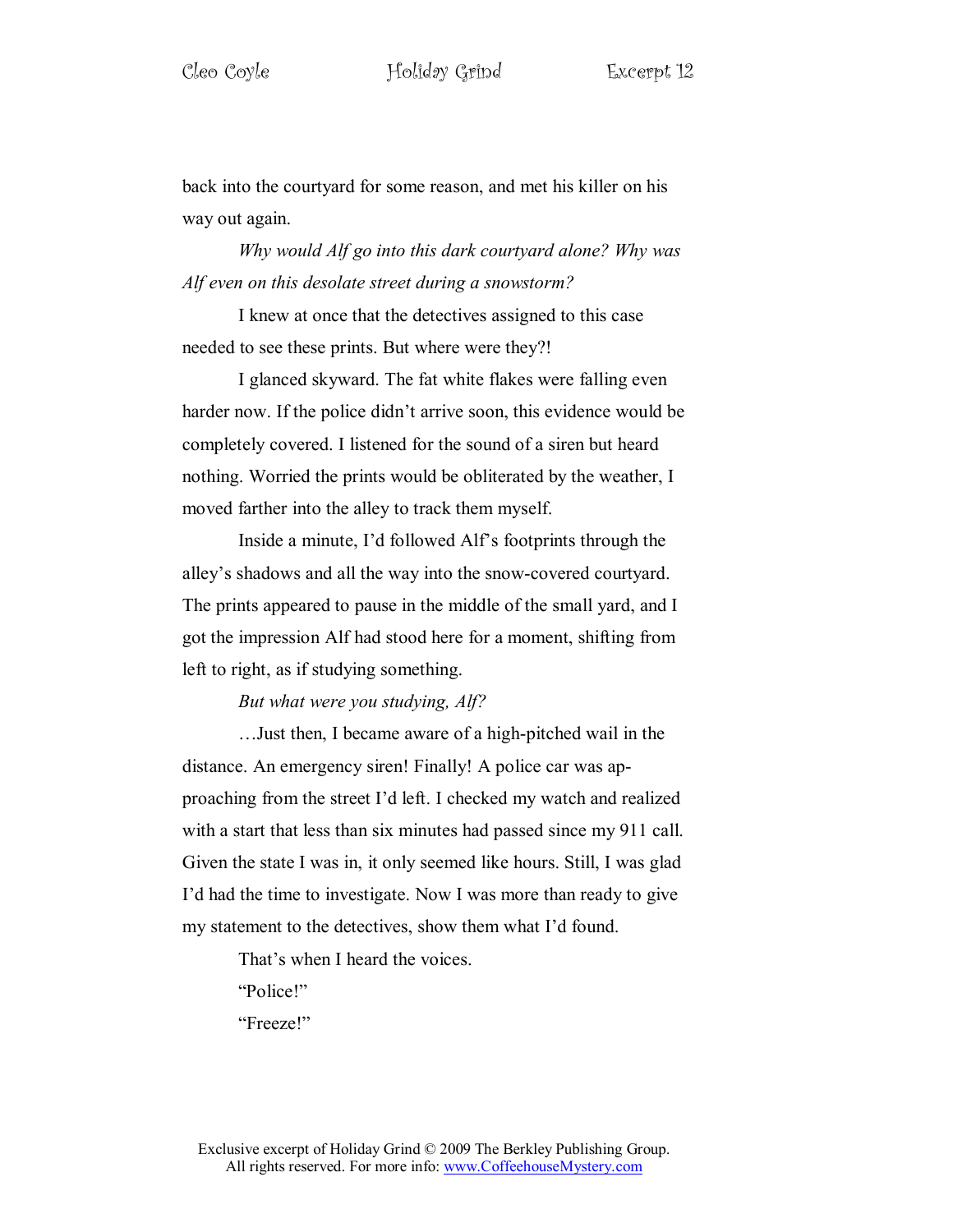back into the courtyard for some reason, and met his killer on his way out again.

*Why would Alf go into this dark courtyard alone? Why was Alf even on this desolate street during a snowstorm?*

I knew at once that the detectives assigned to this case needed to see these prints. But where were they?!

I glanced skyward. The fat white flakes were falling even harder now. If the police didn't arrive soon, this evidence would be completely covered. I listened for the sound of a siren but heard nothing. Worried the prints would be obliterated by the weather, I moved farther into the alley to track them myself.

Inside a minute, I'd followed Alf's footprints through the alley's shadows and all the way into the snow-covered courtyard. The prints appeared to pause in the middle of the small yard, and I got the impression Alf had stood here for a moment, shifting from left to right, as if studying something.

*But what were you studying, Alf?*

…Just then, I became aware of a high-pitched wail in the distance. An emergency siren! Finally! A police car was approaching from the street I'd left. I checked my watch and realized with a start that less than six minutes had passed since my 911 call. Given the state I was in, it only seemed like hours. Still, I was glad I'd had the time to investigate. Now I was more than ready to give my statement to the detectives, show them what I'd found.

That's when I heard the voices.

"Police!"

"Freeze!"

Exclusive excerpt of Holiday Grind © 2009 The Berkley Publishing Group.
All rights reserved. For more info: www.CoffeehouseMystery.com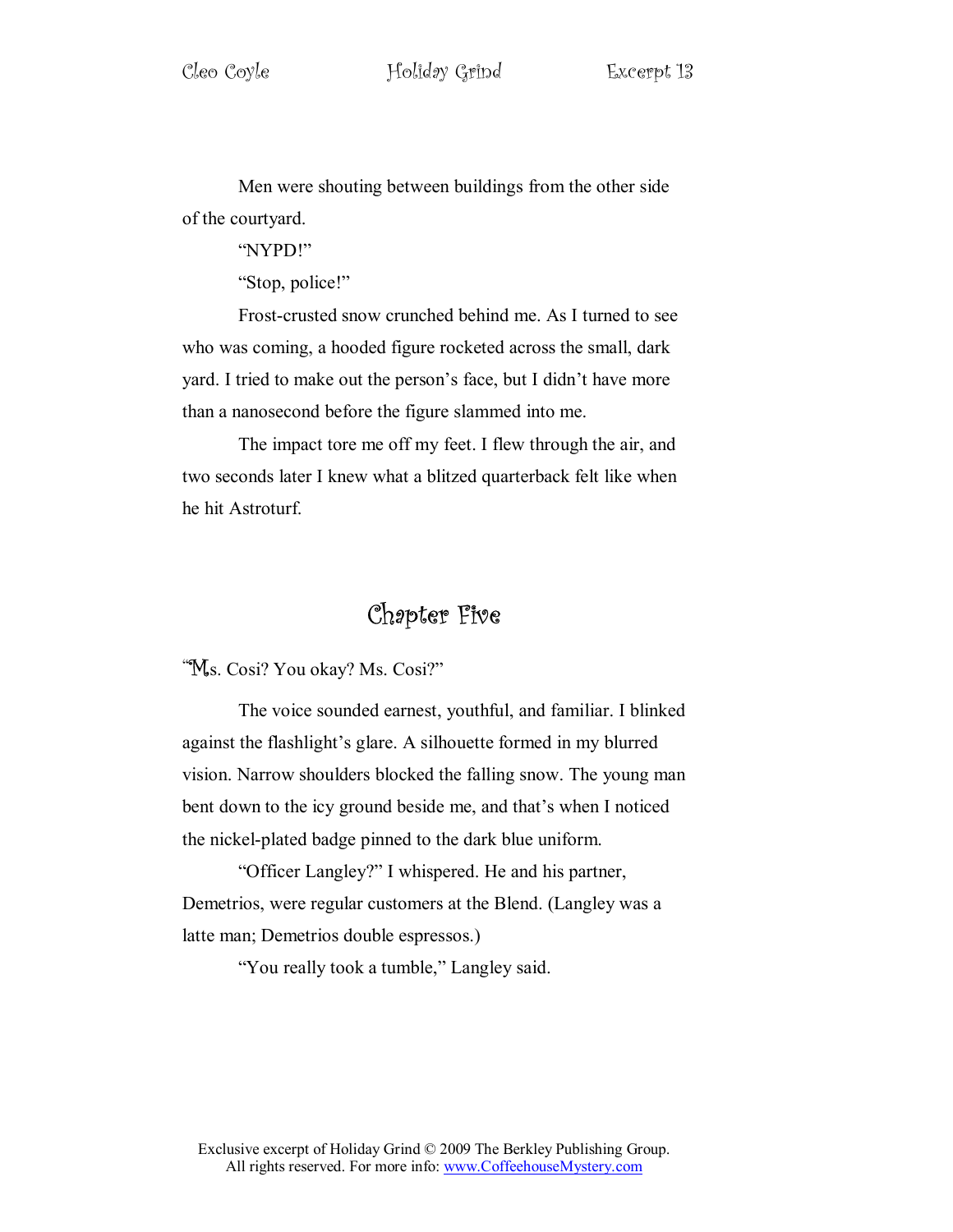Men were shouting between buildings from the other side of the courtyard.

"NYPD!"

"Stop, police!"

Frost-crusted snow crunched behind me. As I turned to see who was coming, a hooded figure rocketed across the small, dark yard. I tried to make out the person's face, but I didn't have more than a nanosecond before the figure slammed into me.

The impact tore me off my feet. I flew through the air, and two seconds later I knew what a blitzed quarterback felt like when he hit Astroturf.

## Chapter Five

"Ms. Cosi? You okay? Ms. Cosi?"

The voice sounded earnest, youthful, and familiar. I blinked against the flashlight's glare. A silhouette formed in my blurred vision. Narrow shoulders blocked the falling snow. The young man bent down to the icy ground beside me, and that's when I noticed the nickel-plated badge pinned to the dark blue uniform.

"Officer Langley?" I whispered. He and his partner, Demetrios, were regular customers at the Blend. (Langley was a latte man; Demetrios double espressos.)

"You really took a tumble," Langley said.

Exclusive excerpt of Holiday Grind © 2009 The Berkley Publishing Group.
All rights reserved. For more info: www.CoffeehouseMystery.com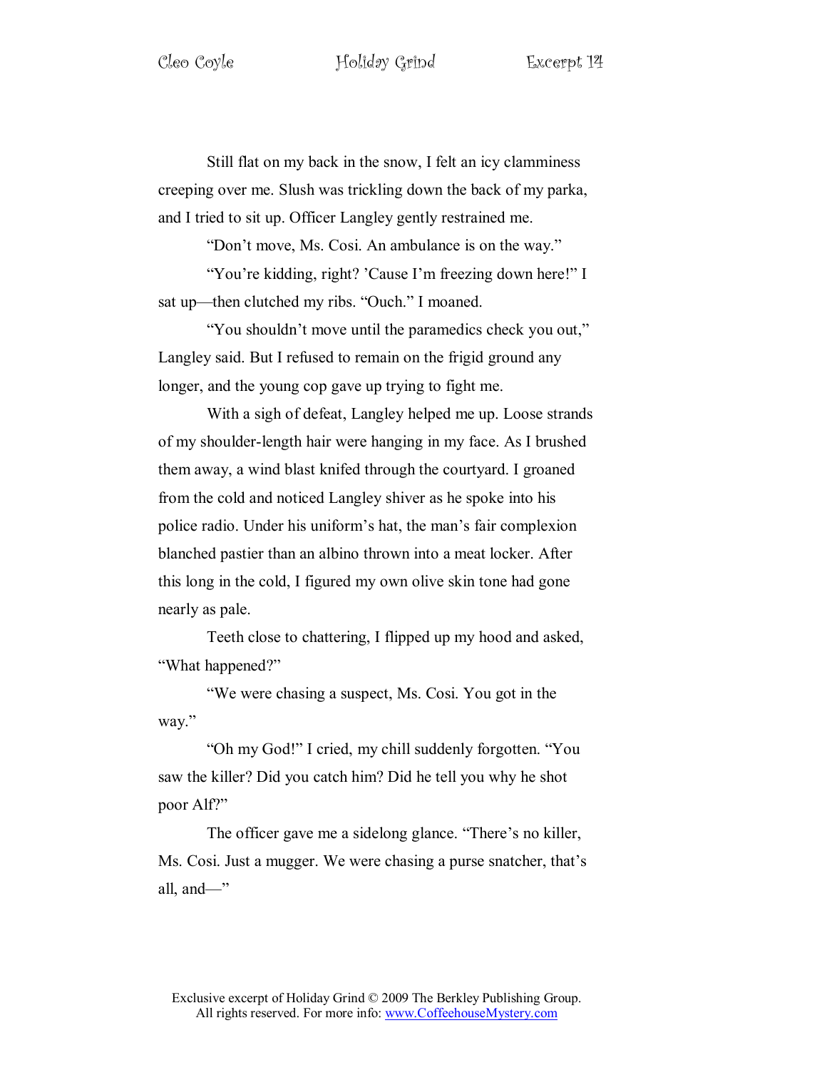Still flat on my back in the snow, I felt an icy clamminess creeping over me. Slush was trickling down the back of my parka, and I tried to sit up. Officer Langley gently restrained me.

"Don't move, Ms. Cosi. An ambulance is on the way."

"You're kidding, right? 'Cause I'm freezing down here!" I sat up—then clutched my ribs. "Ouch." I moaned.

"You shouldn't move until the paramedics check you out," Langley said. But I refused to remain on the frigid ground any longer, and the young cop gave up trying to fight me.

With a sigh of defeat, Langley helped me up. Loose strands of my shoulder-length hair were hanging in my face. As I brushed them away, a wind blast knifed through the courtyard. I groaned from the cold and noticed Langley shiver as he spoke into his police radio. Under his uniform's hat, the man's fair complexion blanched pastier than an albino thrown into a meat locker. After this long in the cold, I figured my own olive skin tone had gone nearly as pale.

Teeth close to chattering, I flipped up my hood and asked, "What happened?"

"We were chasing a suspect, Ms. Cosi. You got in the way."

"Oh my God!" I cried, my chill suddenly forgotten. "You saw the killer? Did you catch him? Did he tell you why he shot poor Alf?"

The officer gave me a sidelong glance. "There's no killer, Ms. Cosi. Just a mugger. We were chasing a purse snatcher, that's all, and—"

Exclusive excerpt of Holiday Grind © 2009 The Berkley Publishing Group. All rights reserved. For more info: www.CoffeehouseMystery.com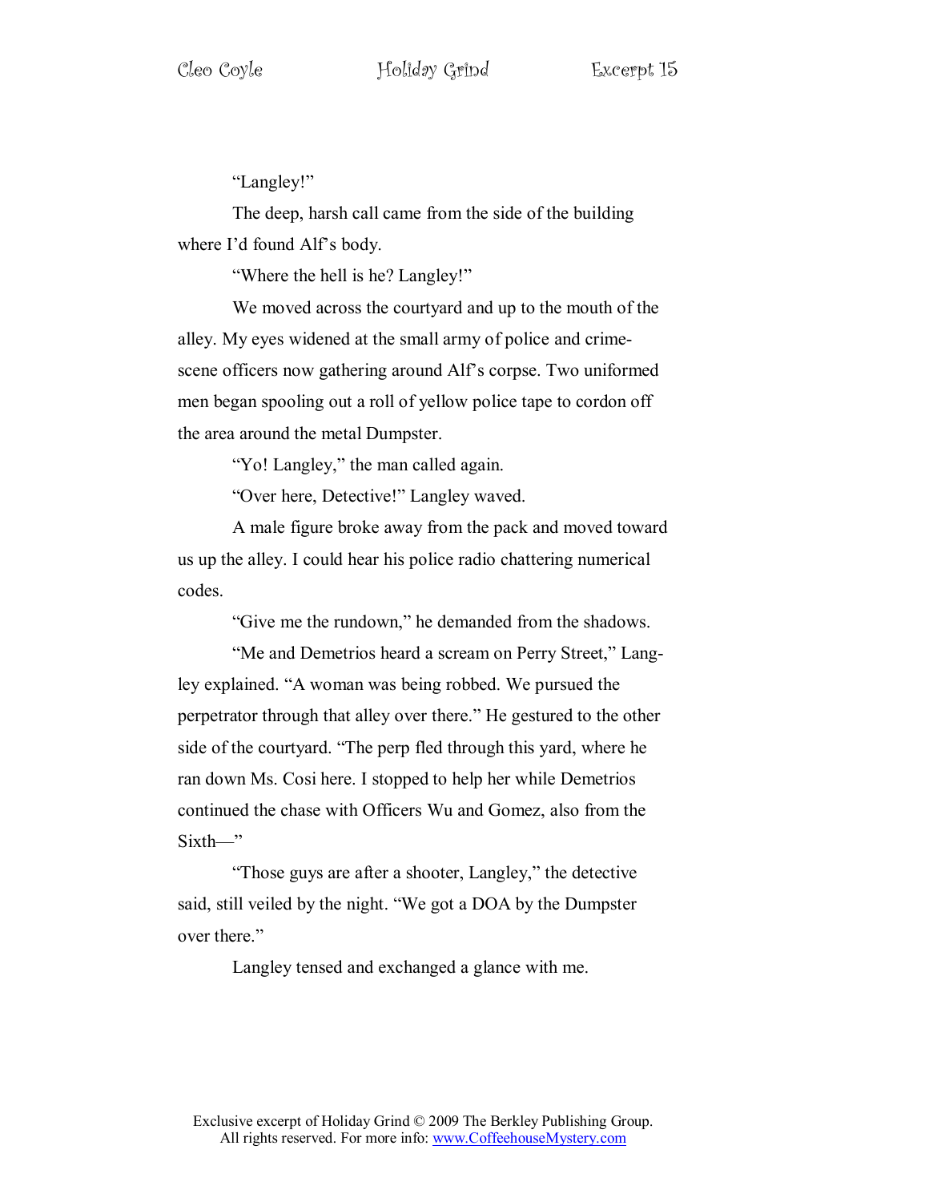"Langley!"

The deep, harsh call came from the side of the building where I'd found Alf's body.

"Where the hell is he? Langley!"

We moved across the courtyard and up to the mouth of the alley. My eyes widened at the small army of police and crime-scene officers now gathering around Alf's corpse. Two uniformed men began spooling out a roll of yellow police tape to cordon off the area around the metal Dumpster.

"Yo! Langley," the man called again.

"Over here, Detective!" Langley waved.

A male figure broke away from the pack and moved toward us up the alley. I could hear his police radio chattering numerical codes.

"Give me the rundown," he demanded from the shadows.

"Me and Demetrios heard a scream on Perry Street," Langley explained. "A woman was being robbed. We pursued the perpetrator through that alley over there." He gestured to the other side of the courtyard. "The perp fled through this yard, where he ran down Ms. Cosi here. I stopped to help her while Demetrios continued the chase with Officers Wu and Gomez, also from the Sixth—"

"Those guys are after a shooter, Langley," the detective said, still veiled by the night. "We got a DOA by the Dumpster over there."

Langley tensed and exchanged a glance with me.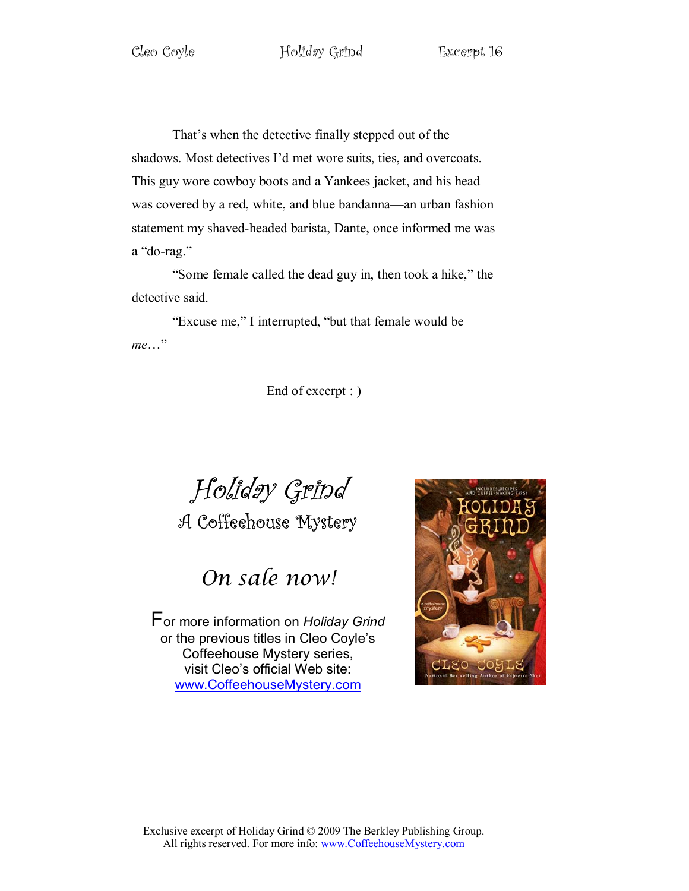That's when the detective finally stepped out of the shadows. Most detectives I'd met wore suits, ties, and overcoats. This guy wore cowboy boots and a Yankees jacket, and his head was covered by a red, white, and blue bandanna—an urban fashion statement my shaved-headed barista, Dante, once informed me was a "do-rag."

"Some female called the dead guy in, then took a hike," the detective said.

"Excuse me," I interrupted, "but that female would be *me*…"

End of excerpt : )

# *Holiday Grind*

## A Coffeehouse Mystery

### *On sale now!*

For more information on *Holiday Grind* or the previous titles in Cleo Coyle's Coffeehouse Mystery series, visit Cleo's official Web site: [www.CoffeehouseMystery.com](http://www.CoffeehouseMystery.com)

Exclusive excerpt of Holiday Grind © 2009 The Berkley Publishing Group. All rights reserved. For more info: [www.CoffeehouseMystery.com](http://www.CoffeehouseMystery.com)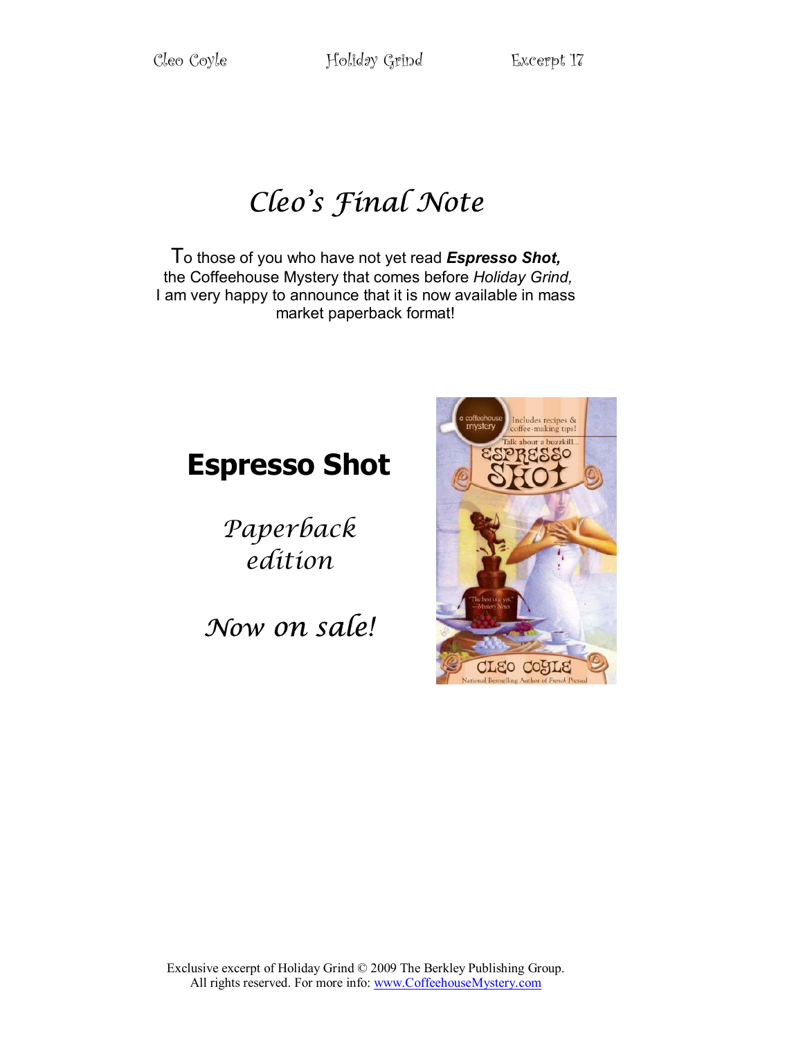# *Cleo's Final Note*

To those of you who have not yet read ***Espresso Shot,*** the Coffeehouse Mystery that comes before *Holiday Grind,* I am very happy to announce that it is now available in mass market paperback format!

## Espresso Shot

*Paperback edition*

*Now on sale!*

Exclusive excerpt of Holiday Grind © 2009 The Berkley Publishing Group. All rights reserved. For more info: www.CoffeehouseMystery.com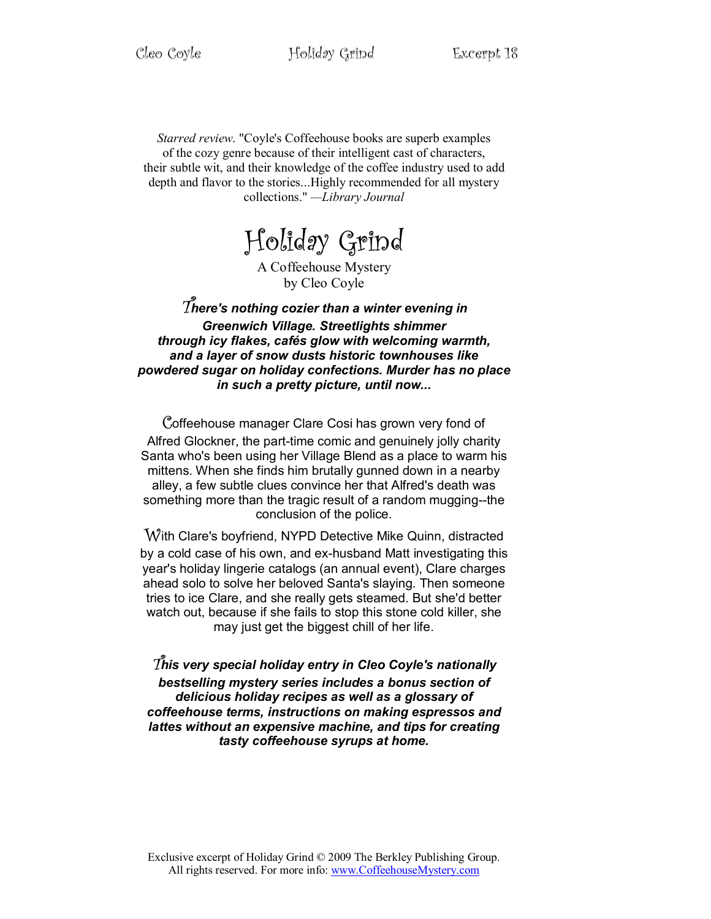*Starred review*. "Coyle's Coffeehouse books are superb examples of the cozy genre because of their intelligent cast of characters, their subtle wit, and their knowledge of the coffee industry used to add depth and flavor to the stories...Highly recommended for all mystery collections." *—Library Journal*

# Holiday Grind

A Coffeehouse Mystery
by Cleo Coyle

***There's nothing cozier than a winter evening in Greenwich Village. Streetlights shimmer through icy flakes, cafés glow with welcoming warmth, and a layer of snow dusts historic townhouses like powdered sugar on holiday confections. Murder has no place in such a pretty picture, until now...***

Coffeehouse manager Clare Cosi has grown very fond of Alfred Glockner, the part-time comic and genuinely jolly charity Santa who's been using her Village Blend as a place to warm his mittens. When she finds him brutally gunned down in a nearby alley, a few subtle clues convince her that Alfred's death was something more than the tragic result of a random mugging--the conclusion of the police.

With Clare's boyfriend, NYPD Detective Mike Quinn, distracted by a cold case of his own, and ex-husband Matt investigating this year's holiday lingerie catalogs (an annual event), Clare charges ahead solo to solve her beloved Santa's slaying. Then someone tries to ice Clare, and she really gets steamed. But she'd better watch out, because if she fails to stop this stone cold killer, she may just get the biggest chill of her life.

***This very special holiday entry in Cleo Coyle's nationally bestselling mystery series includes a bonus section of delicious holiday recipes as well as a glossary of coffeehouse terms, instructions on making espressos and lattes without an expensive machine, and tips for creating tasty coffeehouse syrups at home.***

Exclusive excerpt of Holiday Grind © 2009 The Berkley Publishing Group.
All rights reserved. For more info: [www.CoffeehouseMystery.com](http://www.CoffeehouseMystery.com)